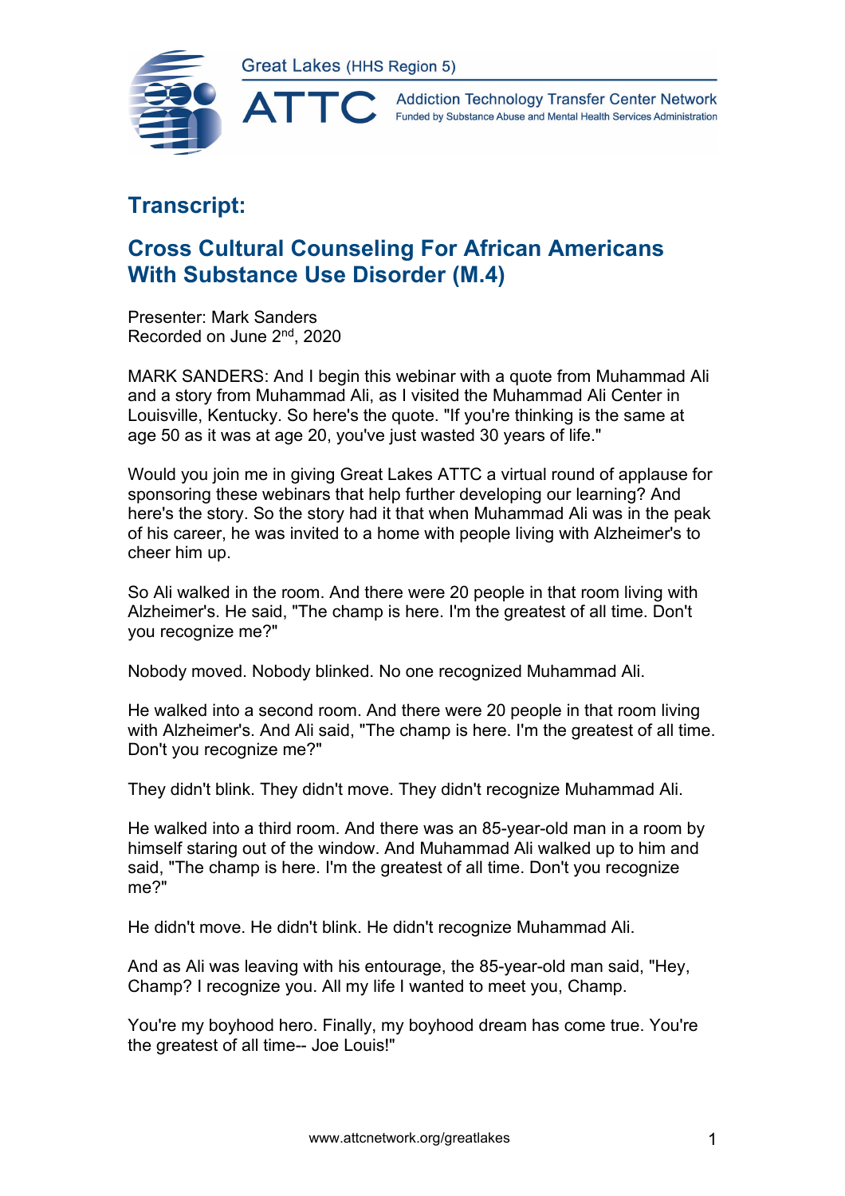## Transcript:

## Cross Cultural Counseling For African Americans With Substance Use Disorder (M.4)

Presenter: Mark Sanders
Recorded on June 2nd, 2020

MARK SANDERS: And I begin this webinar with a quote from Muhammad Ali and a story from Muhammad Ali, as I visited the Muhammad Ali Center in Louisville, Kentucky. So here's the quote. "If you're thinking is the same at age 50 as it was at age 20, you've just wasted 30 years of life."

Would you join me in giving Great Lakes ATTC a virtual round of applause for sponsoring these webinars that help further developing our learning? And here's the story. So the story had it that when Muhammad Ali was in the peak of his career, he was invited to a home with people living with Alzheimer's to cheer him up.

So Ali walked in the room. And there were 20 people in that room living with Alzheimer's. He said, "The champ is here. I'm the greatest of all time. Don't you recognize me?"

Nobody moved. Nobody blinked. No one recognized Muhammad Ali.

He walked into a second room. And there were 20 people in that room living with Alzheimer's. And Ali said, "The champ is here. I'm the greatest of all time. Don't you recognize me?"

They didn't blink. They didn't move. They didn't recognize Muhammad Ali.

He walked into a third room. And there was an 85-year-old man in a room by himself staring out of the window. And Muhammad Ali walked up to him and said, "The champ is here. I'm the greatest of all time. Don't you recognize me?"

He didn't move. He didn't blink. He didn't recognize Muhammad Ali.

And as Ali was leaving with his entourage, the 85-year-old man said, "Hey, Champ? I recognize you. All my life I wanted to meet you, Champ.

You're my boyhood hero. Finally, my boyhood dream has come true. You're the greatest of all time-- Joe Louis!"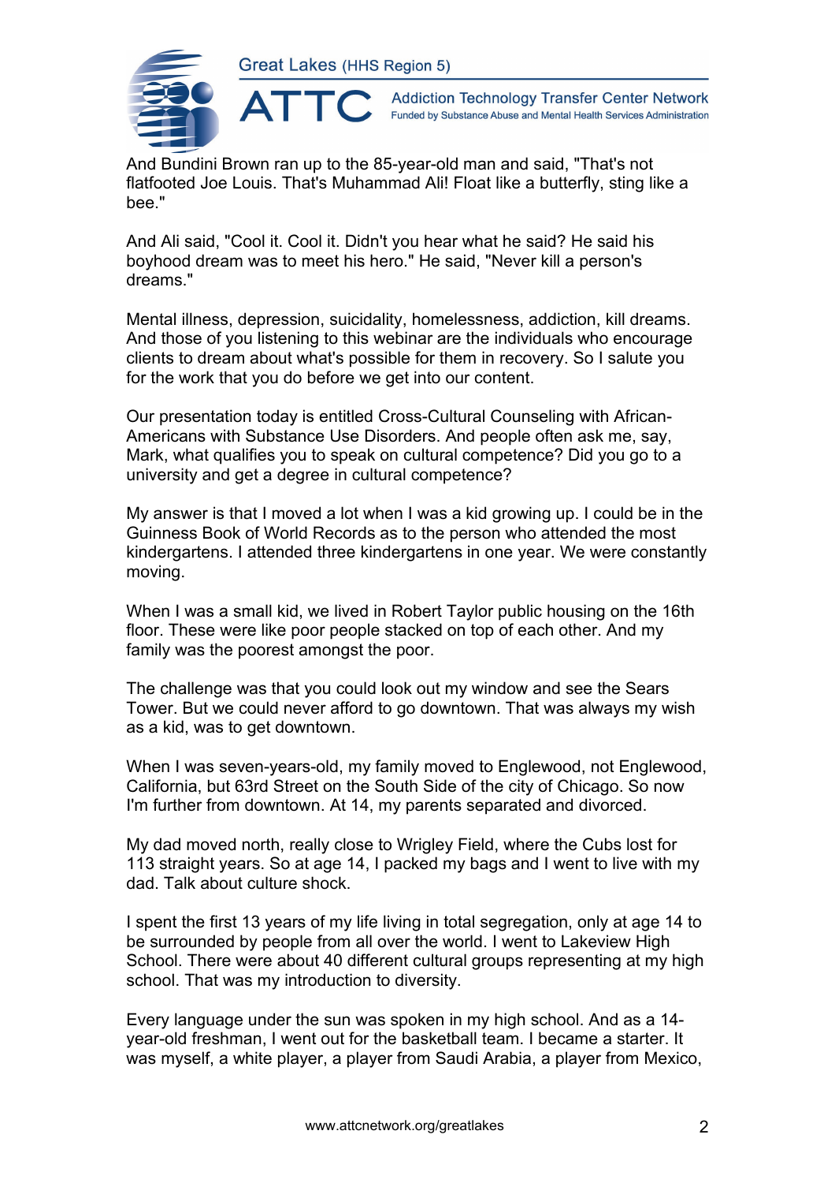And Bundini Brown ran up to the 85-year-old man and said, "That's not flatfooted Joe Louis. That's Muhammad Ali! Float like a butterfly, sting like a bee."

And Ali said, "Cool it. Cool it. Didn't you hear what he said? He said his boyhood dream was to meet his hero." He said, "Never kill a person's dreams."

Mental illness, depression, suicidality, homelessness, addiction, kill dreams. And those of you listening to this webinar are the individuals who encourage clients to dream about what's possible for them in recovery. So I salute you for the work that you do before we get into our content.

Our presentation today is entitled Cross-Cultural Counseling with African-Americans with Substance Use Disorders. And people often ask me, say, Mark, what qualifies you to speak on cultural competence? Did you go to a university and get a degree in cultural competence?

My answer is that I moved a lot when I was a kid growing up. I could be in the Guinness Book of World Records as to the person who attended the most kindergartens. I attended three kindergartens in one year. We were constantly moving.

When I was a small kid, we lived in Robert Taylor public housing on the 16th floor. These were like poor people stacked on top of each other. And my family was the poorest amongst the poor.

The challenge was that you could look out my window and see the Sears Tower. But we could never afford to go downtown. That was always my wish as a kid, was to get downtown.

When I was seven-years-old, my family moved to Englewood, not Englewood, California, but 63rd Street on the South Side of the city of Chicago. So now I'm further from downtown. At 14, my parents separated and divorced.

My dad moved north, really close to Wrigley Field, where the Cubs lost for 113 straight years. So at age 14, I packed my bags and I went to live with my dad. Talk about culture shock.

I spent the first 13 years of my life living in total segregation, only at age 14 to be surrounded by people from all over the world. I went to Lakeview High School. There were about 40 different cultural groups representing at my high school. That was my introduction to diversity.

Every language under the sun was spoken in my high school. And as a 14-year-old freshman, I went out for the basketball team. I became a starter. It was myself, a white player, a player from Saudi Arabia, a player from Mexico,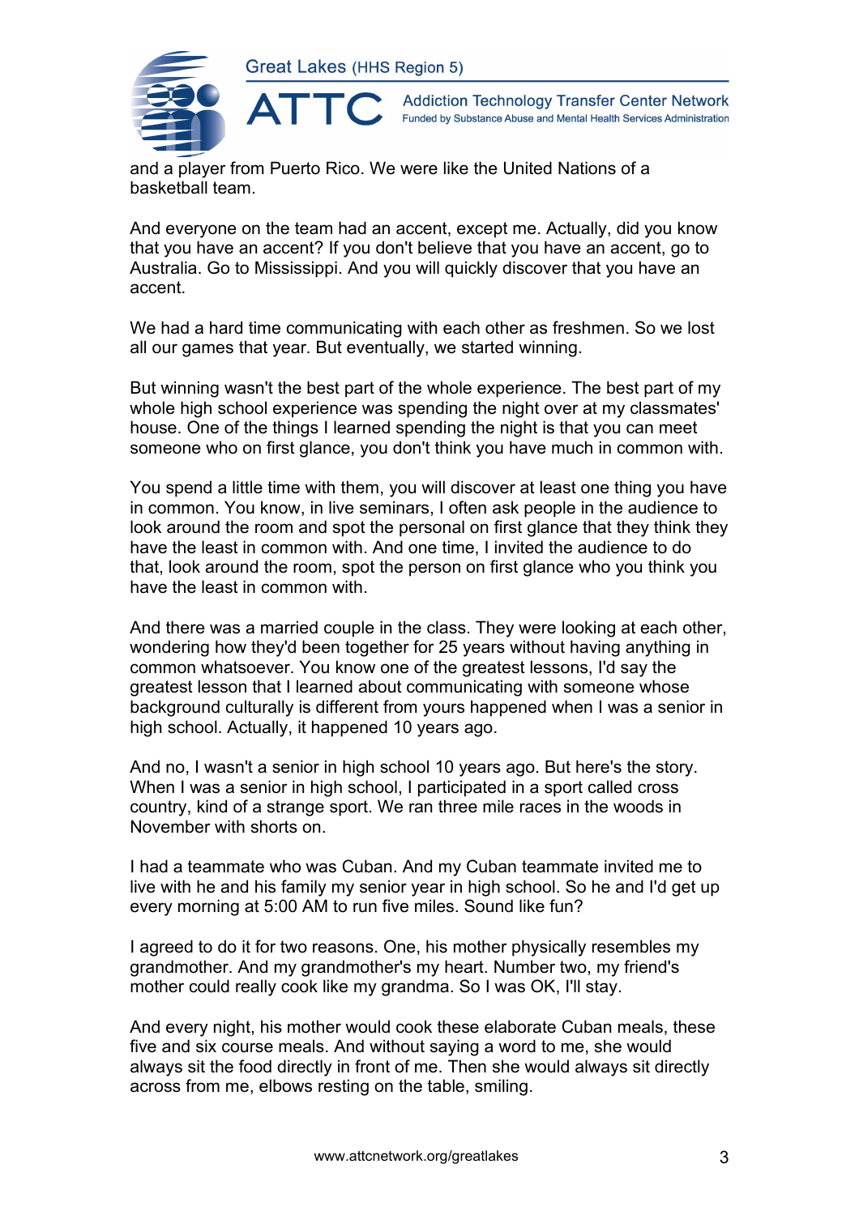and a player from Puerto Rico. We were like the United Nations of a basketball team.

And everyone on the team had an accent, except me. Actually, did you know that you have an accent? If you don't believe that you have an accent, go to Australia. Go to Mississippi. And you will quickly discover that you have an accent.

We had a hard time communicating with each other as freshmen. So we lost all our games that year. But eventually, we started winning.

But winning wasn't the best part of the whole experience. The best part of my whole high school experience was spending the night over at my classmates' house. One of the things I learned spending the night is that you can meet someone who on first glance, you don't think you have much in common with.

You spend a little time with them, you will discover at least one thing you have in common. You know, in live seminars, I often ask people in the audience to look around the room and spot the personal on first glance that they think they have the least in common with. And one time, I invited the audience to do that, look around the room, spot the person on first glance who you think you have the least in common with.

And there was a married couple in the class. They were looking at each other, wondering how they'd been together for 25 years without having anything in common whatsoever. You know one of the greatest lessons, I'd say the greatest lesson that I learned about communicating with someone whose background culturally is different from yours happened when I was a senior in high school. Actually, it happened 10 years ago.

And no, I wasn't a senior in high school 10 years ago. But here's the story. When I was a senior in high school, I participated in a sport called cross country, kind of a strange sport. We ran three mile races in the woods in November with shorts on.

I had a teammate who was Cuban. And my Cuban teammate invited me to live with he and his family my senior year in high school. So he and I'd get up every morning at 5:00 AM to run five miles. Sound like fun?

I agreed to do it for two reasons. One, his mother physically resembles my grandmother. And my grandmother's my heart. Number two, my friend's mother could really cook like my grandma. So I was OK, I'll stay.

And every night, his mother would cook these elaborate Cuban meals, these five and six course meals. And without saying a word to me, she would always sit the food directly in front of me. Then she would always sit directly across from me, elbows resting on the table, smiling.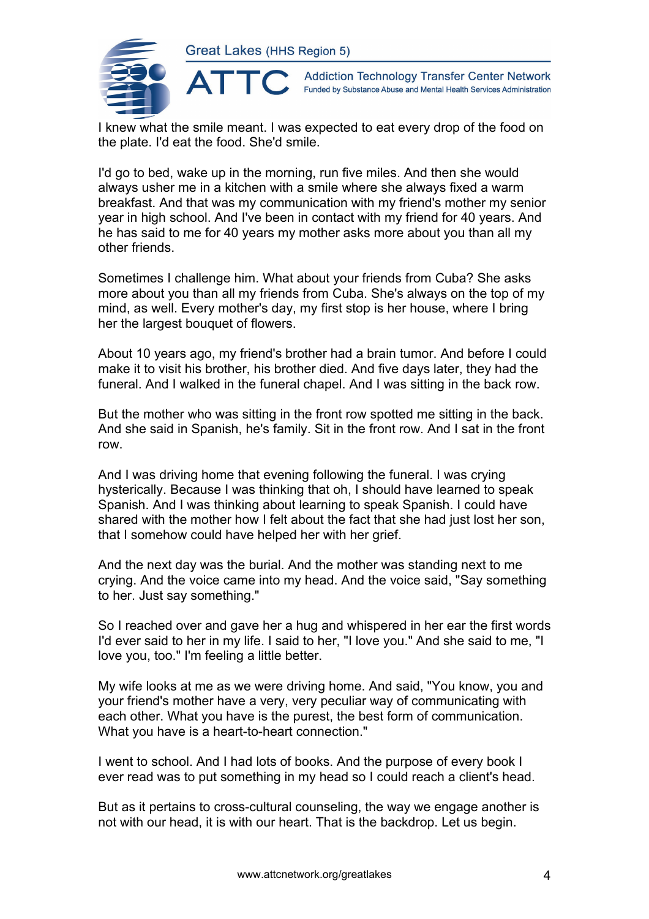I knew what the smile meant. I was expected to eat every drop of the food on the plate. I'd eat the food. She'd smile.

I'd go to bed, wake up in the morning, run five miles. And then she would always usher me in a kitchen with a smile where she always fixed a warm breakfast. And that was my communication with my friend's mother my senior year in high school. And I've been in contact with my friend for 40 years. And he has said to me for 40 years my mother asks more about you than all my other friends.

Sometimes I challenge him. What about your friends from Cuba? She asks more about you than all my friends from Cuba. She's always on the top of my mind, as well. Every mother's day, my first stop is her house, where I bring her the largest bouquet of flowers.

About 10 years ago, my friend's brother had a brain tumor. And before I could make it to visit his brother, his brother died. And five days later, they had the funeral. And I walked in the funeral chapel. And I was sitting in the back row.

But the mother who was sitting in the front row spotted me sitting in the back. And she said in Spanish, he's family. Sit in the front row. And I sat in the front row.

And I was driving home that evening following the funeral. I was crying hysterically. Because I was thinking that oh, I should have learned to speak Spanish. And I was thinking about learning to speak Spanish. I could have shared with the mother how I felt about the fact that she had just lost her son, that I somehow could have helped her with her grief.

And the next day was the burial. And the mother was standing next to me crying. And the voice came into my head. And the voice said, "Say something to her. Just say something."

So I reached over and gave her a hug and whispered in her ear the first words I'd ever said to her in my life. I said to her, "I love you." And she said to me, "I love you, too." I'm feeling a little better.

My wife looks at me as we were driving home. And said, "You know, you and your friend's mother have a very, very peculiar way of communicating with each other. What you have is the purest, the best form of communication. What you have is a heart-to-heart connection."

I went to school. And I had lots of books. And the purpose of every book I ever read was to put something in my head so I could reach a client's head.

But as it pertains to cross-cultural counseling, the way we engage another is not with our head, it is with our heart. That is the backdrop. Let us begin.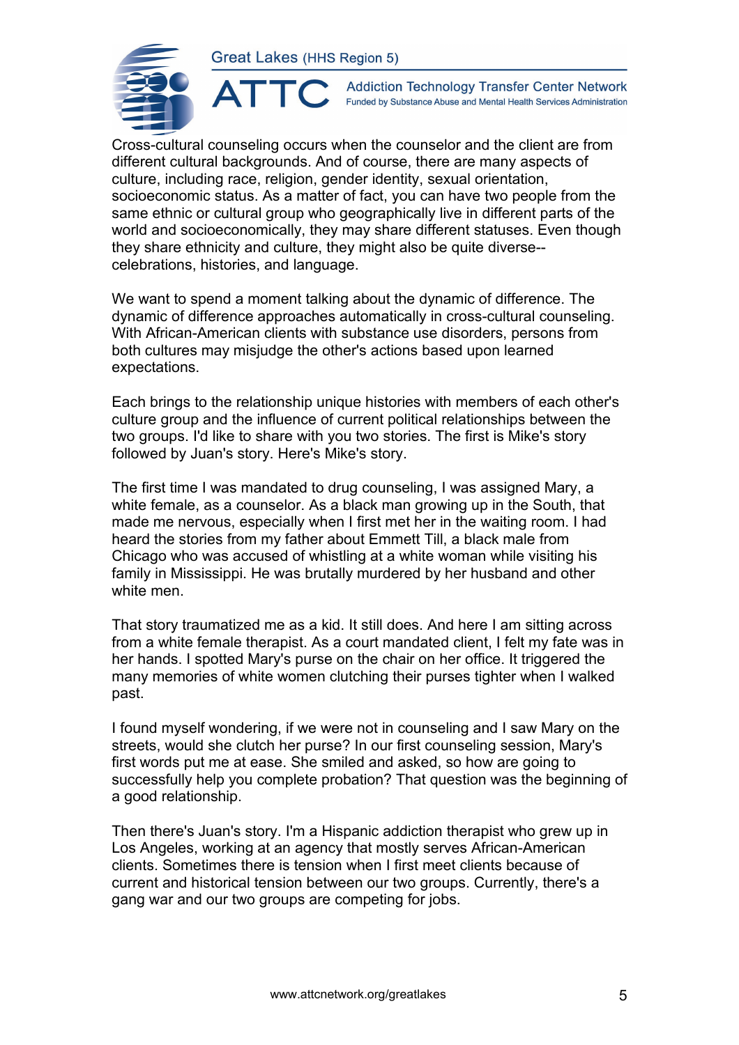Cross-cultural counseling occurs when the counselor and the client are from different cultural backgrounds. And of course, there are many aspects of culture, including race, religion, gender identity, sexual orientation, socioeconomic status. As a matter of fact, you can have two people from the same ethnic or cultural group who geographically live in different parts of the world and socioeconomically, they may share different statuses. Even though they share ethnicity and culture, they might also be quite diverse--celebrations, histories, and language.

We want to spend a moment talking about the dynamic of difference. The dynamic of difference approaches automatically in cross-cultural counseling. With African-American clients with substance use disorders, persons from both cultures may misjudge the other's actions based upon learned expectations.

Each brings to the relationship unique histories with members of each other's culture group and the influence of current political relationships between the two groups. I'd like to share with you two stories. The first is Mike's story followed by Juan's story. Here's Mike's story.

The first time I was mandated to drug counseling, I was assigned Mary, a white female, as a counselor. As a black man growing up in the South, that made me nervous, especially when I first met her in the waiting room. I had heard the stories from my father about Emmett Till, a black male from Chicago who was accused of whistling at a white woman while visiting his family in Mississippi. He was brutally murdered by her husband and other white men.

That story traumatized me as a kid. It still does. And here I am sitting across from a white female therapist. As a court mandated client, I felt my fate was in her hands. I spotted Mary's purse on the chair on her office. It triggered the many memories of white women clutching their purses tighter when I walked past.

I found myself wondering, if we were not in counseling and I saw Mary on the streets, would she clutch her purse? In our first counseling session, Mary's first words put me at ease. She smiled and asked, so how are going to successfully help you complete probation? That question was the beginning of a good relationship.

Then there's Juan's story. I'm a Hispanic addiction therapist who grew up in Los Angeles, working at an agency that mostly serves African-American clients. Sometimes there is tension when I first meet clients because of current and historical tension between our two groups. Currently, there's a gang war and our two groups are competing for jobs.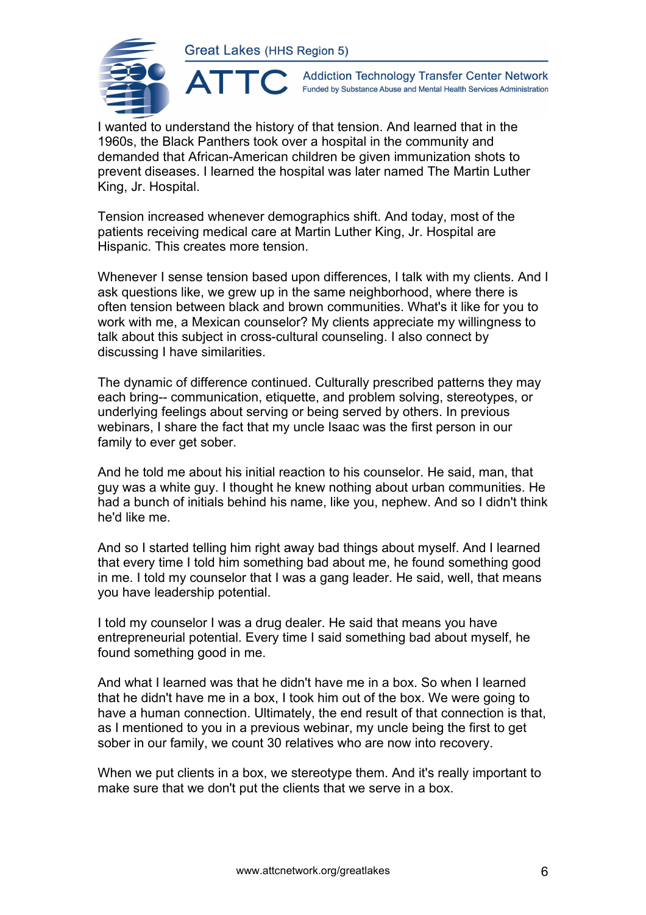I wanted to understand the history of that tension. And learned that in the 1960s, the Black Panthers took over a hospital in the community and demanded that African-American children be given immunization shots to prevent diseases. I learned the hospital was later named The Martin Luther King, Jr. Hospital.

Tension increased whenever demographics shift. And today, most of the patients receiving medical care at Martin Luther King, Jr. Hospital are Hispanic. This creates more tension.

Whenever I sense tension based upon differences, I talk with my clients. And I ask questions like, we grew up in the same neighborhood, where there is often tension between black and brown communities. What's it like for you to work with me, a Mexican counselor? My clients appreciate my willingness to talk about this subject in cross-cultural counseling. I also connect by discussing I have similarities.

The dynamic of difference continued. Culturally prescribed patterns they may each bring-- communication, etiquette, and problem solving, stereotypes, or underlying feelings about serving or being served by others. In previous webinars, I share the fact that my uncle Isaac was the first person in our family to ever get sober.

And he told me about his initial reaction to his counselor. He said, man, that guy was a white guy. I thought he knew nothing about urban communities. He had a bunch of initials behind his name, like you, nephew. And so I didn't think he'd like me.

And so I started telling him right away bad things about myself. And I learned that every time I told him something bad about me, he found something good in me. I told my counselor that I was a gang leader. He said, well, that means you have leadership potential.

I told my counselor I was a drug dealer. He said that means you have entrepreneurial potential. Every time I said something bad about myself, he found something good in me.

And what I learned was that he didn't have me in a box. So when I learned that he didn't have me in a box, I took him out of the box. We were going to have a human connection. Ultimately, the end result of that connection is that, as I mentioned to you in a previous webinar, my uncle being the first to get sober in our family, we count 30 relatives who are now into recovery.

When we put clients in a box, we stereotype them. And it's really important to make sure that we don't put the clients that we serve in a box.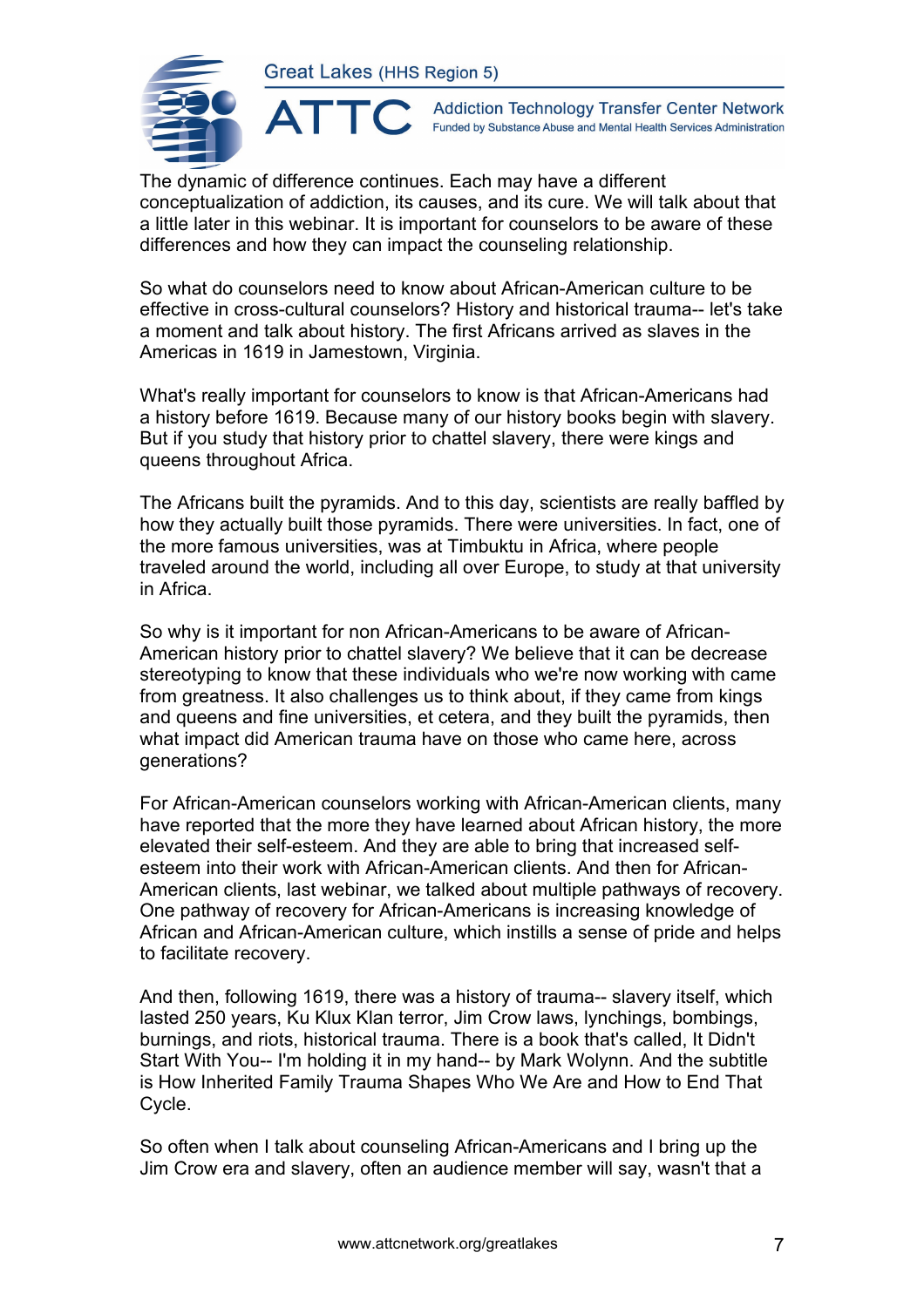The dynamic of difference continues. Each may have a different conceptualization of addiction, its causes, and its cure. We will talk about that a little later in this webinar. It is important for counselors to be aware of these differences and how they can impact the counseling relationship.

So what do counselors need to know about African-American culture to be effective in cross-cultural counselors? History and historical trauma-- let's take a moment and talk about history. The first Africans arrived as slaves in the Americas in 1619 in Jamestown, Virginia.

What's really important for counselors to know is that African-Americans had a history before 1619. Because many of our history books begin with slavery. But if you study that history prior to chattel slavery, there were kings and queens throughout Africa.

The Africans built the pyramids. And to this day, scientists are really baffled by how they actually built those pyramids. There were universities. In fact, one of the more famous universities, was at Timbuktu in Africa, where people traveled around the world, including all over Europe, to study at that university in Africa.

So why is it important for non African-Americans to be aware of African-American history prior to chattel slavery? We believe that it can be decrease stereotyping to know that these individuals who we're now working with came from greatness. It also challenges us to think about, if they came from kings and queens and fine universities, et cetera, and they built the pyramids, then what impact did American trauma have on those who came here, across generations?

For African-American counselors working with African-American clients, many have reported that the more they have learned about African history, the more elevated their self-esteem. And they are able to bring that increased self-esteem into their work with African-American clients. And then for African-American clients, last webinar, we talked about multiple pathways of recovery. One pathway of recovery for African-Americans is increasing knowledge of African and African-American culture, which instills a sense of pride and helps to facilitate recovery.

And then, following 1619, there was a history of trauma-- slavery itself, which lasted 250 years, Ku Klux Klan terror, Jim Crow laws, lynchings, bombings, burnings, and riots, historical trauma. There is a book that's called, It Didn't Start With You-- I'm holding it in my hand-- by Mark Wolynn. And the subtitle is How Inherited Family Trauma Shapes Who We Are and How to End That Cycle.

So often when I talk about counseling African-Americans and I bring up the Jim Crow era and slavery, often an audience member will say, wasn't that a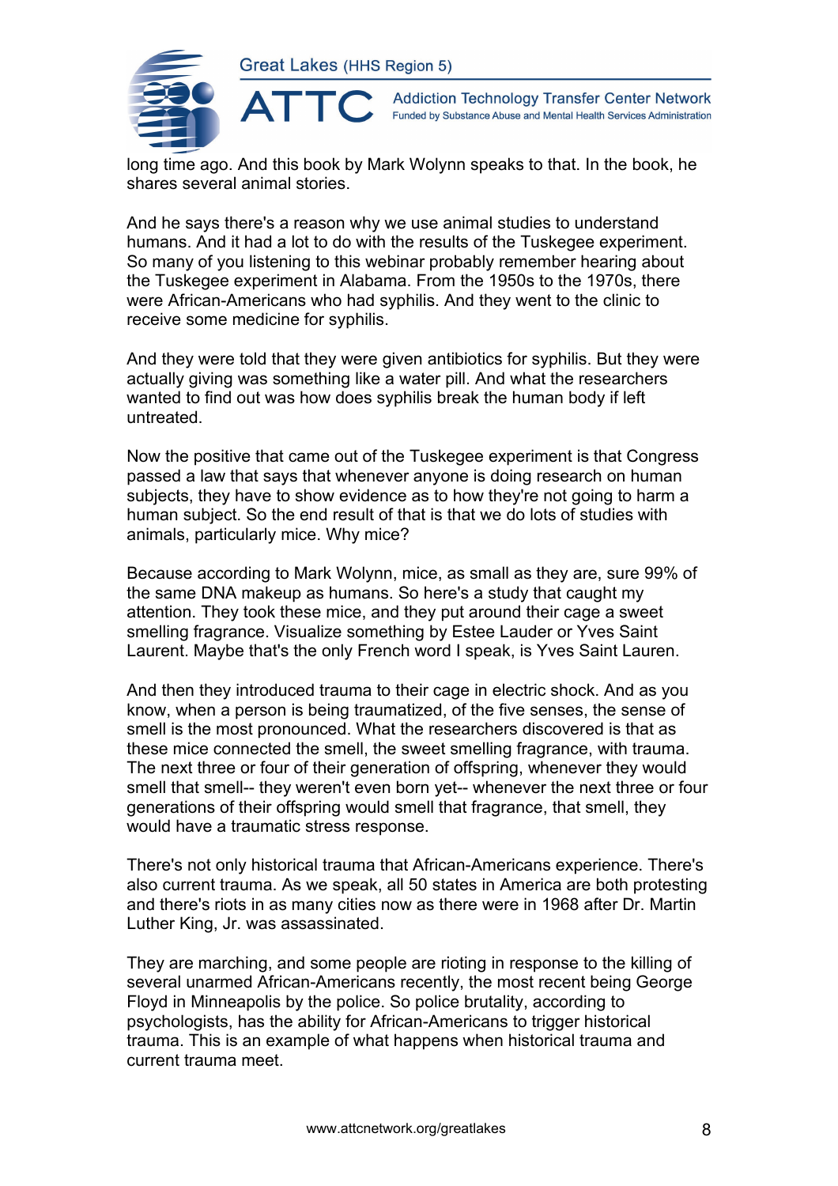long time ago. And this book by Mark Wolynn speaks to that. In the book, he shares several animal stories.

And he says there's a reason why we use animal studies to understand humans. And it had a lot to do with the results of the Tuskegee experiment. So many of you listening to this webinar probably remember hearing about the Tuskegee experiment in Alabama. From the 1950s to the 1970s, there were African-Americans who had syphilis. And they went to the clinic to receive some medicine for syphilis.

And they were told that they were given antibiotics for syphilis. But they were actually giving was something like a water pill. And what the researchers wanted to find out was how does syphilis break the human body if left untreated.

Now the positive that came out of the Tuskegee experiment is that Congress passed a law that says that whenever anyone is doing research on human subjects, they have to show evidence as to how they're not going to harm a human subject. So the end result of that is that we do lots of studies with animals, particularly mice. Why mice?

Because according to Mark Wolynn, mice, as small as they are, sure 99% of the same DNA makeup as humans. So here's a study that caught my attention. They took these mice, and they put around their cage a sweet smelling fragrance. Visualize something by Estee Lauder or Yves Saint Laurent. Maybe that's the only French word I speak, is Yves Saint Lauren.

And then they introduced trauma to their cage in electric shock. And as you know, when a person is being traumatized, of the five senses, the sense of smell is the most pronounced. What the researchers discovered is that as these mice connected the smell, the sweet smelling fragrance, with trauma. The next three or four of their generation of offspring, whenever they would smell that smell-- they weren't even born yet-- whenever the next three or four generations of their offspring would smell that fragrance, that smell, they would have a traumatic stress response.

There's not only historical trauma that African-Americans experience. There's also current trauma. As we speak, all 50 states in America are both protesting and there's riots in as many cities now as there were in 1968 after Dr. Martin Luther King, Jr. was assassinated.

They are marching, and some people are rioting in response to the killing of several unarmed African-Americans recently, the most recent being George Floyd in Minneapolis by the police. So police brutality, according to psychologists, has the ability for African-Americans to trigger historical trauma. This is an example of what happens when historical trauma and current trauma meet.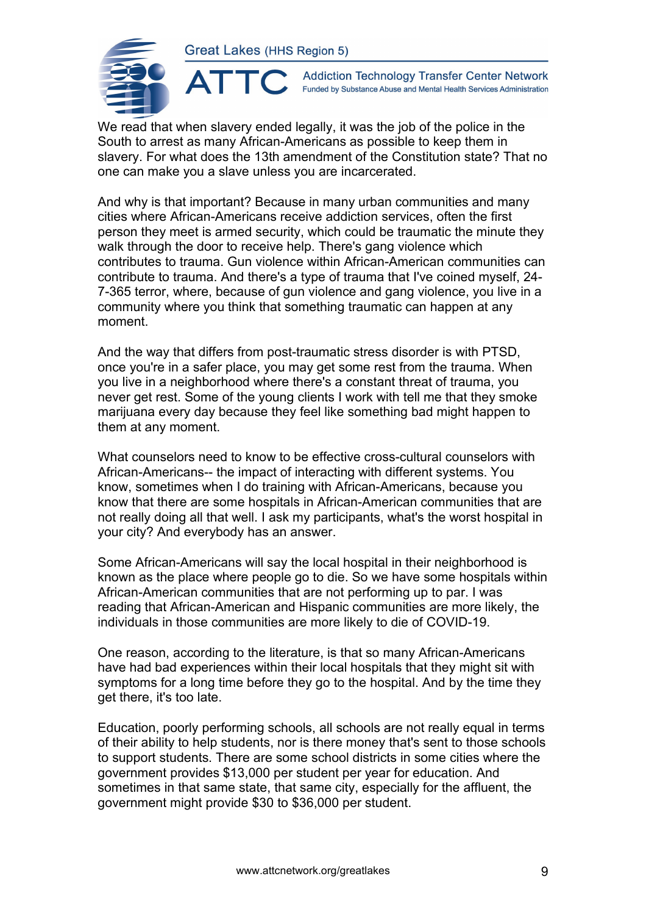We read that when slavery ended legally, it was the job of the police in the South to arrest as many African-Americans as possible to keep them in slavery. For what does the 13th amendment of the Constitution state? That no one can make you a slave unless you are incarcerated.

And why is that important? Because in many urban communities and many cities where African-Americans receive addiction services, often the first person they meet is armed security, which could be traumatic the minute they walk through the door to receive help. There's gang violence which contributes to trauma. Gun violence within African-American communities can contribute to trauma. And there's a type of trauma that I've coined myself, 24-7-365 terror, where, because of gun violence and gang violence, you live in a community where you think that something traumatic can happen at any moment.

And the way that differs from post-traumatic stress disorder is with PTSD, once you're in a safer place, you may get some rest from the trauma. When you live in a neighborhood where there's a constant threat of trauma, you never get rest. Some of the young clients I work with tell me that they smoke marijuana every day because they feel like something bad might happen to them at any moment.

What counselors need to know to be effective cross-cultural counselors with African-Americans-- the impact of interacting with different systems. You know, sometimes when I do training with African-Americans, because you know that there are some hospitals in African-American communities that are not really doing all that well. I ask my participants, what's the worst hospital in your city? And everybody has an answer.

Some African-Americans will say the local hospital in their neighborhood is known as the place where people go to die. So we have some hospitals within African-American communities that are not performing up to par. I was reading that African-American and Hispanic communities are more likely, the individuals in those communities are more likely to die of COVID-19.

One reason, according to the literature, is that so many African-Americans have had bad experiences within their local hospitals that they might sit with symptoms for a long time before they go to the hospital. And by the time they get there, it's too late.

Education, poorly performing schools, all schools are not really equal in terms of their ability to help students, nor is there money that's sent to those schools to support students. There are some school districts in some cities where the government provides $13,000 per student per year for education. And sometimes in that same state, that same city, especially for the affluent, the government might provide $30 to $36,000 per student.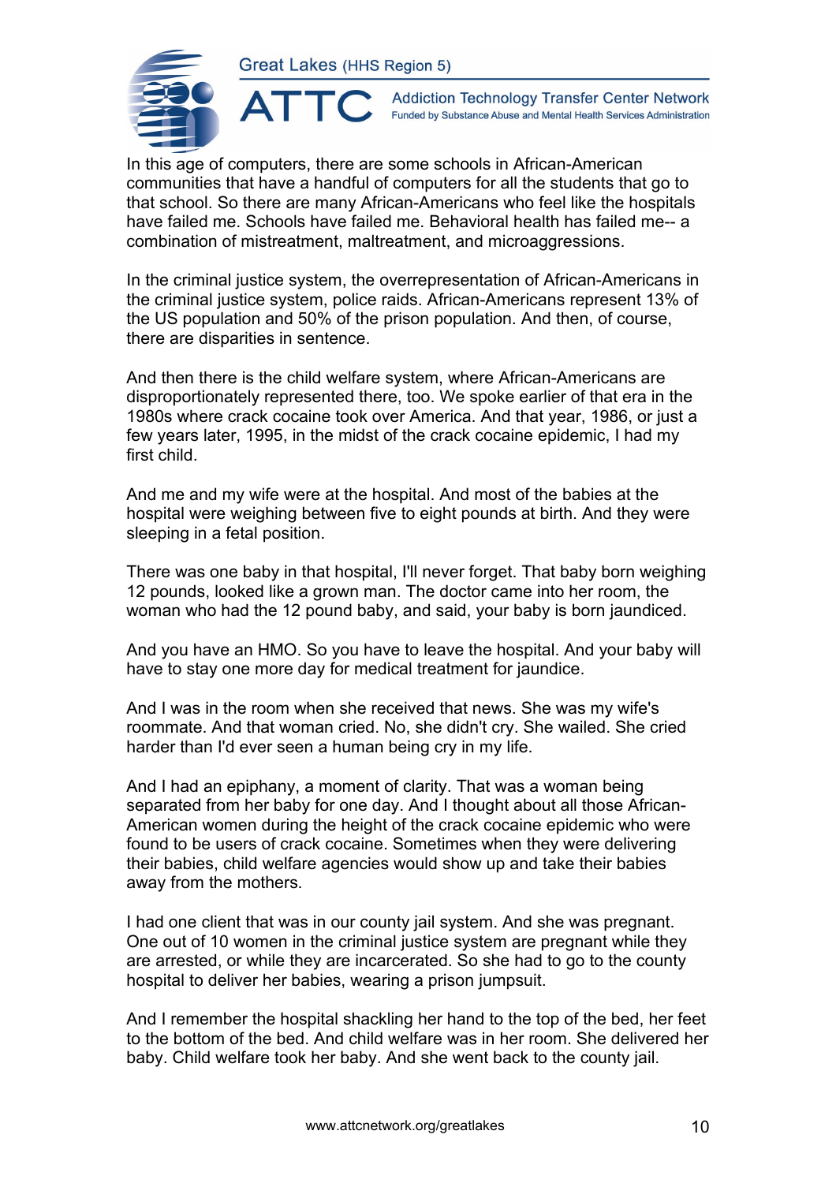In this age of computers, there are some schools in African-American communities that have a handful of computers for all the students that go to that school. So there are many African-Americans who feel like the hospitals have failed me. Schools have failed me. Behavioral health has failed me-- a combination of mistreatment, maltreatment, and microaggressions.

In the criminal justice system, the overrepresentation of African-Americans in the criminal justice system, police raids. African-Americans represent 13% of the US population and 50% of the prison population. And then, of course, there are disparities in sentence.

And then there is the child welfare system, where African-Americans are disproportionately represented there, too. We spoke earlier of that era in the 1980s where crack cocaine took over America. And that year, 1986, or just a few years later, 1995, in the midst of the crack cocaine epidemic, I had my first child.

And me and my wife were at the hospital. And most of the babies at the hospital were weighing between five to eight pounds at birth. And they were sleeping in a fetal position.

There was one baby in that hospital, I'll never forget. That baby born weighing 12 pounds, looked like a grown man. The doctor came into her room, the woman who had the 12 pound baby, and said, your baby is born jaundiced.

And you have an HMO. So you have to leave the hospital. And your baby will have to stay one more day for medical treatment for jaundice.

And I was in the room when she received that news. She was my wife's roommate. And that woman cried. No, she didn't cry. She wailed. She cried harder than I'd ever seen a human being cry in my life.

And I had an epiphany, a moment of clarity. That was a woman being separated from her baby for one day. And I thought about all those African-American women during the height of the crack cocaine epidemic who were found to be users of crack cocaine. Sometimes when they were delivering their babies, child welfare agencies would show up and take their babies away from the mothers.

I had one client that was in our county jail system. And she was pregnant. One out of 10 women in the criminal justice system are pregnant while they are arrested, or while they are incarcerated. So she had to go to the county hospital to deliver her babies, wearing a prison jumpsuit.

And I remember the hospital shackling her hand to the top of the bed, her feet to the bottom of the bed. And child welfare was in her room. She delivered her baby. Child welfare took her baby. And she went back to the county jail.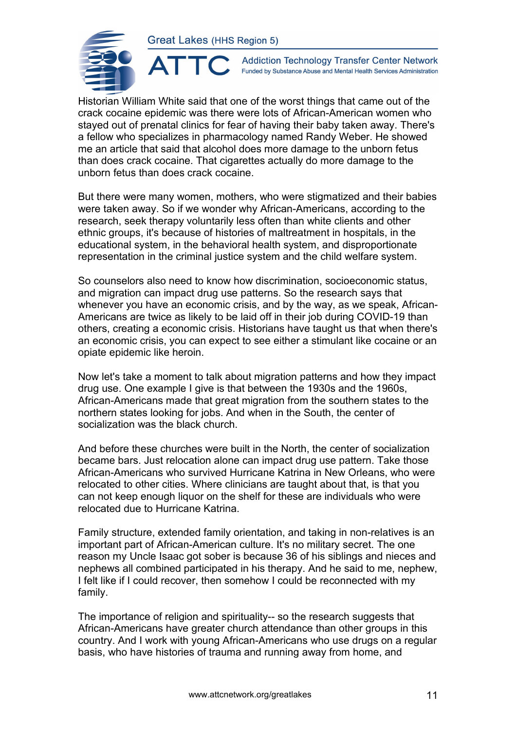Historian William White said that one of the worst things that came out of the crack cocaine epidemic was there were lots of African-American women who stayed out of prenatal clinics for fear of having their baby taken away. There's a fellow who specializes in pharmacology named Randy Weber. He showed me an article that said that alcohol does more damage to the unborn fetus than does crack cocaine. That cigarettes actually do more damage to the unborn fetus than does crack cocaine.

But there were many women, mothers, who were stigmatized and their babies were taken away. So if we wonder why African-Americans, according to the research, seek therapy voluntarily less often than white clients and other ethnic groups, it's because of histories of maltreatment in hospitals, in the educational system, in the behavioral health system, and disproportionate representation in the criminal justice system and the child welfare system.

So counselors also need to know how discrimination, socioeconomic status, and migration can impact drug use patterns. So the research says that whenever you have an economic crisis, and by the way, as we speak, African-Americans are twice as likely to be laid off in their job during COVID-19 than others, creating a economic crisis. Historians have taught us that when there's an economic crisis, you can expect to see either a stimulant like cocaine or an opiate epidemic like heroin.

Now let's take a moment to talk about migration patterns and how they impact drug use. One example I give is that between the 1930s and the 1960s, African-Americans made that great migration from the southern states to the northern states looking for jobs. And when in the South, the center of socialization was the black church.

And before these churches were built in the North, the center of socialization became bars. Just relocation alone can impact drug use pattern. Take those African-Americans who survived Hurricane Katrina in New Orleans, who were relocated to other cities. Where clinicians are taught about that, is that you can not keep enough liquor on the shelf for these are individuals who were relocated due to Hurricane Katrina.

Family structure, extended family orientation, and taking in non-relatives is an important part of African-American culture. It's no military secret. The one reason my Uncle Isaac got sober is because 36 of his siblings and nieces and nephews all combined participated in his therapy. And he said to me, nephew, I felt like if I could recover, then somehow I could be reconnected with my family.

The importance of religion and spirituality-- so the research suggests that African-Americans have greater church attendance than other groups in this country. And I work with young African-Americans who use drugs on a regular basis, who have histories of trauma and running away from home, and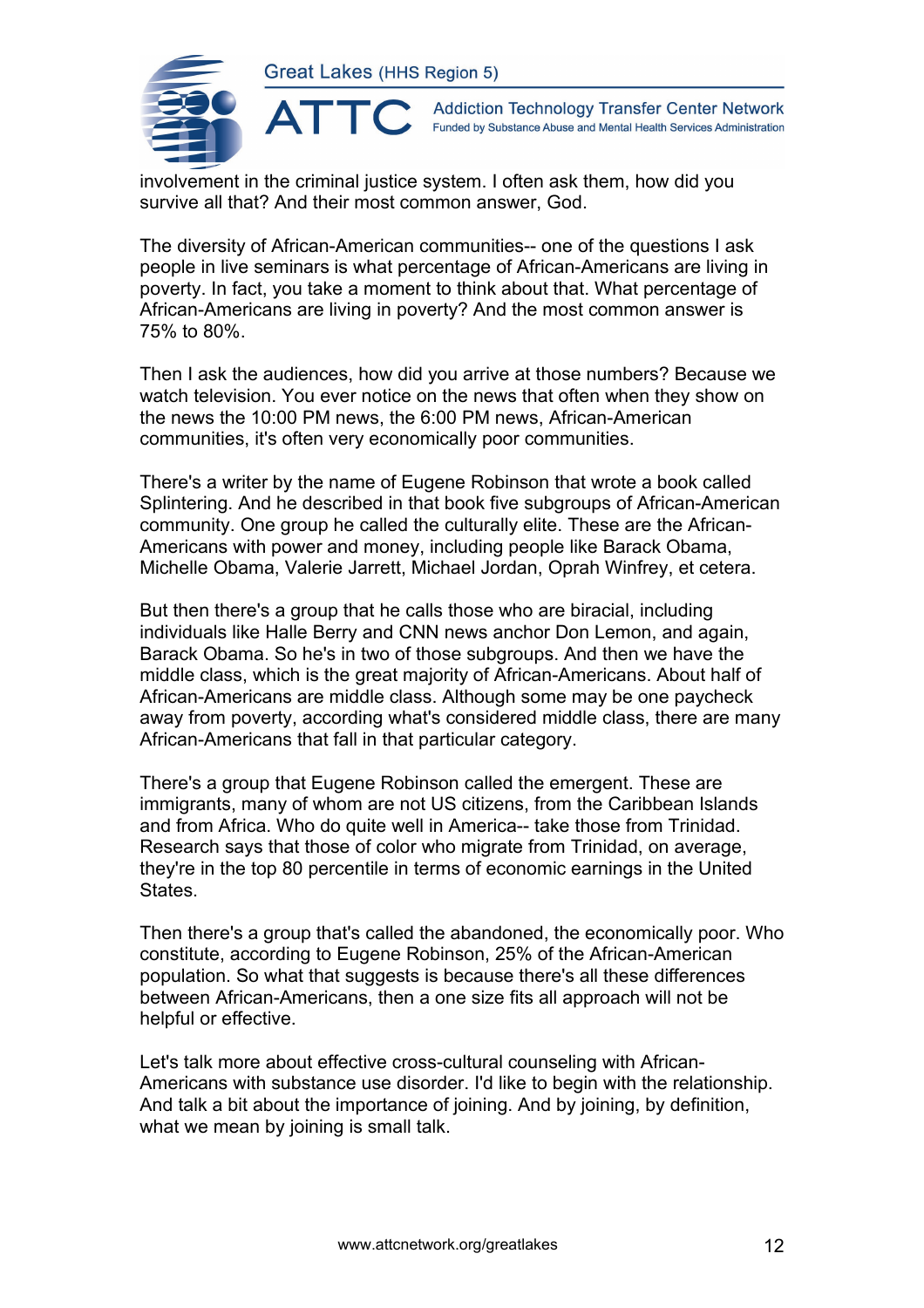involvement in the criminal justice system. I often ask them, how did you survive all that? And their most common answer, God.

The diversity of African-American communities-- one of the questions I ask people in live seminars is what percentage of African-Americans are living in poverty. In fact, you take a moment to think about that. What percentage of African-Americans are living in poverty? And the most common answer is 75% to 80%.

Then I ask the audiences, how did you arrive at those numbers? Because we watch television. You ever notice on the news that often when they show on the news the 10:00 PM news, the 6:00 PM news, African-American communities, it's often very economically poor communities.

There's a writer by the name of Eugene Robinson that wrote a book called Splintering. And he described in that book five subgroups of African-American community. One group he called the culturally elite. These are the African-Americans with power and money, including people like Barack Obama, Michelle Obama, Valerie Jarrett, Michael Jordan, Oprah Winfrey, et cetera.

But then there's a group that he calls those who are biracial, including individuals like Halle Berry and CNN news anchor Don Lemon, and again, Barack Obama. So he's in two of those subgroups. And then we have the middle class, which is the great majority of African-Americans. About half of African-Americans are middle class. Although some may be one paycheck away from poverty, according what's considered middle class, there are many African-Americans that fall in that particular category.

There's a group that Eugene Robinson called the emergent. These are immigrants, many of whom are not US citizens, from the Caribbean Islands and from Africa. Who do quite well in America-- take those from Trinidad. Research says that those of color who migrate from Trinidad, on average, they're in the top 80 percentile in terms of economic earnings in the United States.

Then there's a group that's called the abandoned, the economically poor. Who constitute, according to Eugene Robinson, 25% of the African-American population. So what that suggests is because there's all these differences between African-Americans, then a one size fits all approach will not be helpful or effective.

Let's talk more about effective cross-cultural counseling with African-Americans with substance use disorder. I'd like to begin with the relationship. And talk a bit about the importance of joining. And by joining, by definition, what we mean by joining is small talk.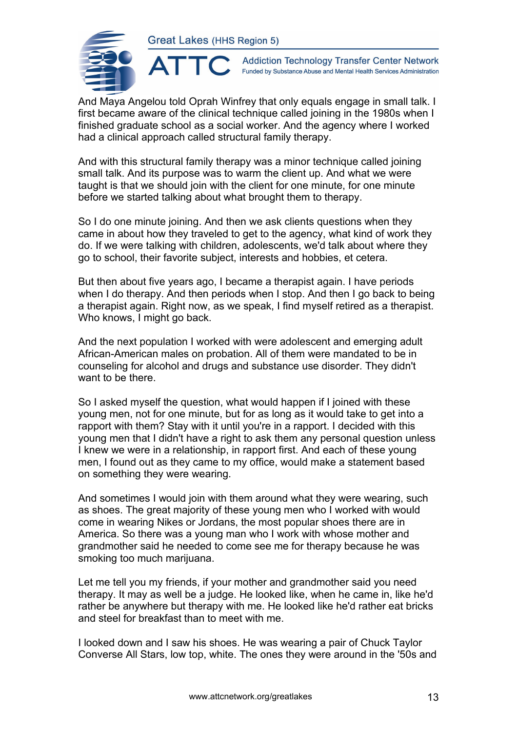And Maya Angelou told Oprah Winfrey that only equals engage in small talk. I first became aware of the clinical technique called joining in the 1980s when I finished graduate school as a social worker. And the agency where I worked had a clinical approach called structural family therapy.

And with this structural family therapy was a minor technique called joining small talk. And its purpose was to warm the client up. And what we were taught is that we should join with the client for one minute, for one minute before we started talking about what brought them to therapy.

So I do one minute joining. And then we ask clients questions when they came in about how they traveled to get to the agency, what kind of work they do. If we were talking with children, adolescents, we'd talk about where they go to school, their favorite subject, interests and hobbies, et cetera.

But then about five years ago, I became a therapist again. I have periods when I do therapy. And then periods when I stop. And then I go back to being a therapist again. Right now, as we speak, I find myself retired as a therapist. Who knows, I might go back.

And the next population I worked with were adolescent and emerging adult African-American males on probation. All of them were mandated to be in counseling for alcohol and drugs and substance use disorder. They didn't want to be there.

So I asked myself the question, what would happen if I joined with these young men, not for one minute, but for as long as it would take to get into a rapport with them? Stay with it until you're in a rapport. I decided with this young men that I didn't have a right to ask them any personal question unless I knew we were in a relationship, in rapport first. And each of these young men, I found out as they came to my office, would make a statement based on something they were wearing.

And sometimes I would join with them around what they were wearing, such as shoes. The great majority of these young men who I worked with would come in wearing Nikes or Jordans, the most popular shoes there are in America. So there was a young man who I work with whose mother and grandmother said he needed to come see me for therapy because he was smoking too much marijuana.

Let me tell you my friends, if your mother and grandmother said you need therapy. It may as well be a judge. He looked like, when he came in, like he'd rather be anywhere but therapy with me. He looked like he'd rather eat bricks and steel for breakfast than to meet with me.

I looked down and I saw his shoes. He was wearing a pair of Chuck Taylor Converse All Stars, low top, white. The ones they were around in the '50s and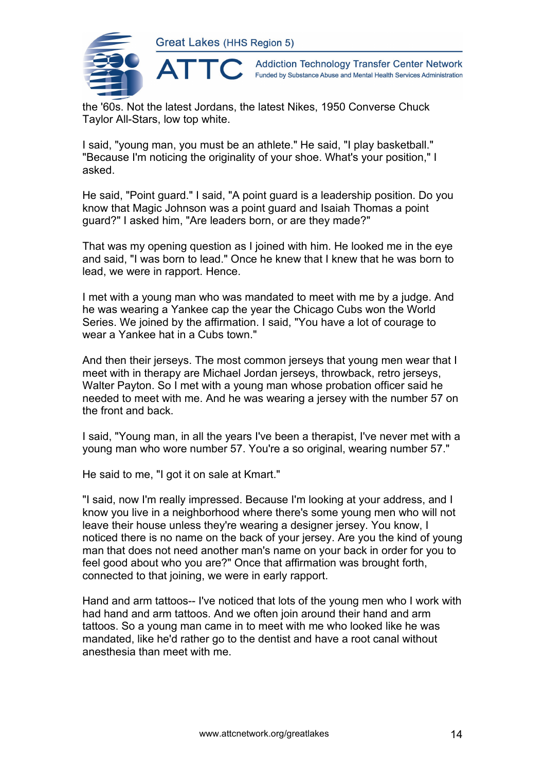the '60s. Not the latest Jordans, the latest Nikes, 1950 Converse Chuck Taylor All-Stars, low top white.

I said, "young man, you must be an athlete." He said, "I play basketball." "Because I'm noticing the originality of your shoe. What's your position," I asked.

He said, "Point guard." I said, "A point guard is a leadership position. Do you know that Magic Johnson was a point guard and Isaiah Thomas a point guard?" I asked him, "Are leaders born, or are they made?"

That was my opening question as I joined with him. He looked me in the eye and said, "I was born to lead." Once he knew that I knew that he was born to lead, we were in rapport. Hence.

I met with a young man who was mandated to meet with me by a judge. And he was wearing a Yankee cap the year the Chicago Cubs won the World Series. We joined by the affirmation. I said, "You have a lot of courage to wear a Yankee hat in a Cubs town."

And then their jerseys. The most common jerseys that young men wear that I meet with in therapy are Michael Jordan jerseys, throwback, retro jerseys, Walter Payton. So I met with a young man whose probation officer said he needed to meet with me. And he was wearing a jersey with the number 57 on the front and back.

I said, "Young man, in all the years I've been a therapist, I've never met with a young man who wore number 57. You're a so original, wearing number 57."

He said to me, "I got it on sale at Kmart."

"I said, now I'm really impressed. Because I'm looking at your address, and I know you live in a neighborhood where there's some young men who will not leave their house unless they're wearing a designer jersey. You know, I noticed there is no name on the back of your jersey. Are you the kind of young man that does not need another man's name on your back in order for you to feel good about who you are?" Once that affirmation was brought forth, connected to that joining, we were in early rapport.

Hand and arm tattoos-- I've noticed that lots of the young men who I work with had hand and arm tattoos. And we often join around their hand and arm tattoos. So a young man came in to meet with me who looked like he was mandated, like he'd rather go to the dentist and have a root canal without anesthesia than meet with me.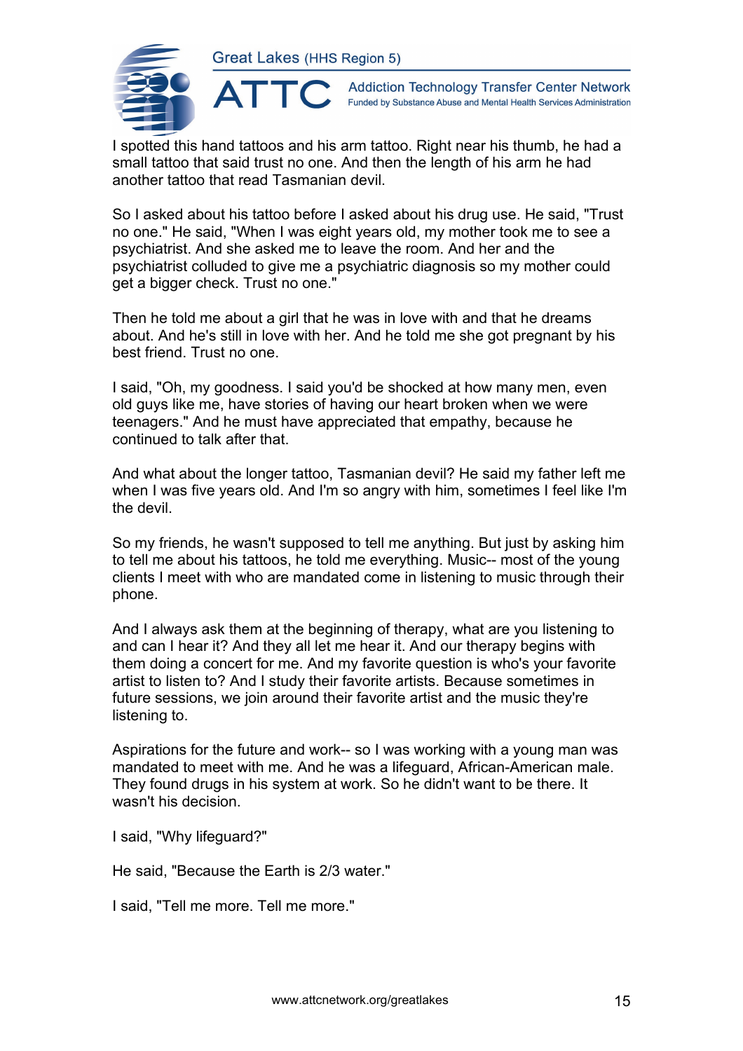I spotted this hand tattoos and his arm tattoo. Right near his thumb, he had a small tattoo that said trust no one. And then the length of his arm he had another tattoo that read Tasmanian devil.

So I asked about his tattoo before I asked about his drug use. He said, "Trust no one." He said, "When I was eight years old, my mother took me to see a psychiatrist. And she asked me to leave the room. And her and the psychiatrist colluded to give me a psychiatric diagnosis so my mother could get a bigger check. Trust no one."

Then he told me about a girl that he was in love with and that he dreams about. And he's still in love with her. And he told me she got pregnant by his best friend. Trust no one.

I said, "Oh, my goodness. I said you'd be shocked at how many men, even old guys like me, have stories of having our heart broken when we were teenagers." And he must have appreciated that empathy, because he continued to talk after that.

And what about the longer tattoo, Tasmanian devil? He said my father left me when I was five years old. And I'm so angry with him, sometimes I feel like I'm the devil.

So my friends, he wasn't supposed to tell me anything. But just by asking him to tell me about his tattoos, he told me everything. Music-- most of the young clients I meet with who are mandated come in listening to music through their phone.

And I always ask them at the beginning of therapy, what are you listening to and can I hear it? And they all let me hear it. And our therapy begins with them doing a concert for me. And my favorite question is who's your favorite artist to listen to? And I study their favorite artists. Because sometimes in future sessions, we join around their favorite artist and the music they're listening to.

Aspirations for the future and work-- so I was working with a young man was mandated to meet with me. And he was a lifeguard, African-American male. They found drugs in his system at work. So he didn't want to be there. It wasn't his decision.

I said, "Why lifeguard?"

He said, "Because the Earth is 2/3 water."

I said, "Tell me more. Tell me more."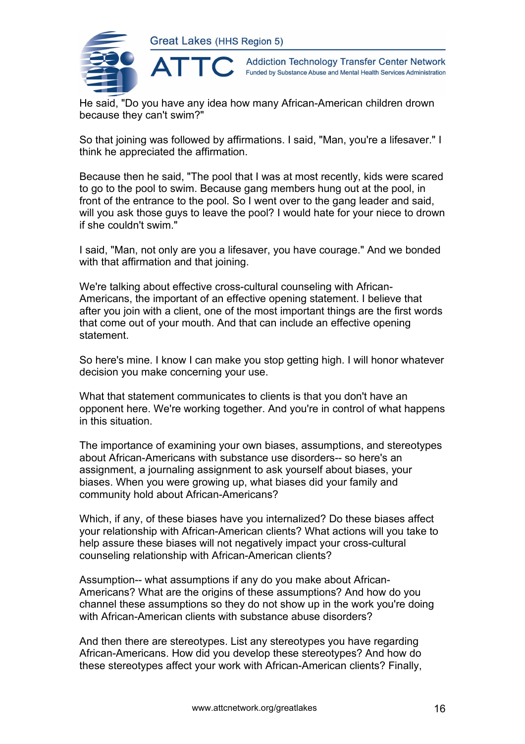He said, "Do you have any idea how many African-American children drown because they can't swim?"

So that joining was followed by affirmations. I said, "Man, you're a lifesaver." I think he appreciated the affirmation.

Because then he said, "The pool that I was at most recently, kids were scared to go to the pool to swim. Because gang members hung out at the pool, in front of the entrance to the pool. So I went over to the gang leader and said, will you ask those guys to leave the pool? I would hate for your niece to drown if she couldn't swim."

I said, "Man, not only are you a lifesaver, you have courage." And we bonded with that affirmation and that joining.

We're talking about effective cross-cultural counseling with African-Americans, the important of an effective opening statement. I believe that after you join with a client, one of the most important things are the first words that come out of your mouth. And that can include an effective opening statement.

So here's mine. I know I can make you stop getting high. I will honor whatever decision you make concerning your use.

What that statement communicates to clients is that you don't have an opponent here. We're working together. And you're in control of what happens in this situation.

The importance of examining your own biases, assumptions, and stereotypes about African-Americans with substance use disorders-- so here's an assignment, a journaling assignment to ask yourself about biases, your biases. When you were growing up, what biases did your family and community hold about African-Americans?

Which, if any, of these biases have you internalized? Do these biases affect your relationship with African-American clients? What actions will you take to help assure these biases will not negatively impact your cross-cultural counseling relationship with African-American clients?

Assumption-- what assumptions if any do you make about African-Americans? What are the origins of these assumptions? And how do you channel these assumptions so they do not show up in the work you're doing with African-American clients with substance abuse disorders?

And then there are stereotypes. List any stereotypes you have regarding African-Americans. How did you develop these stereotypes? And how do these stereotypes affect your work with African-American clients? Finally,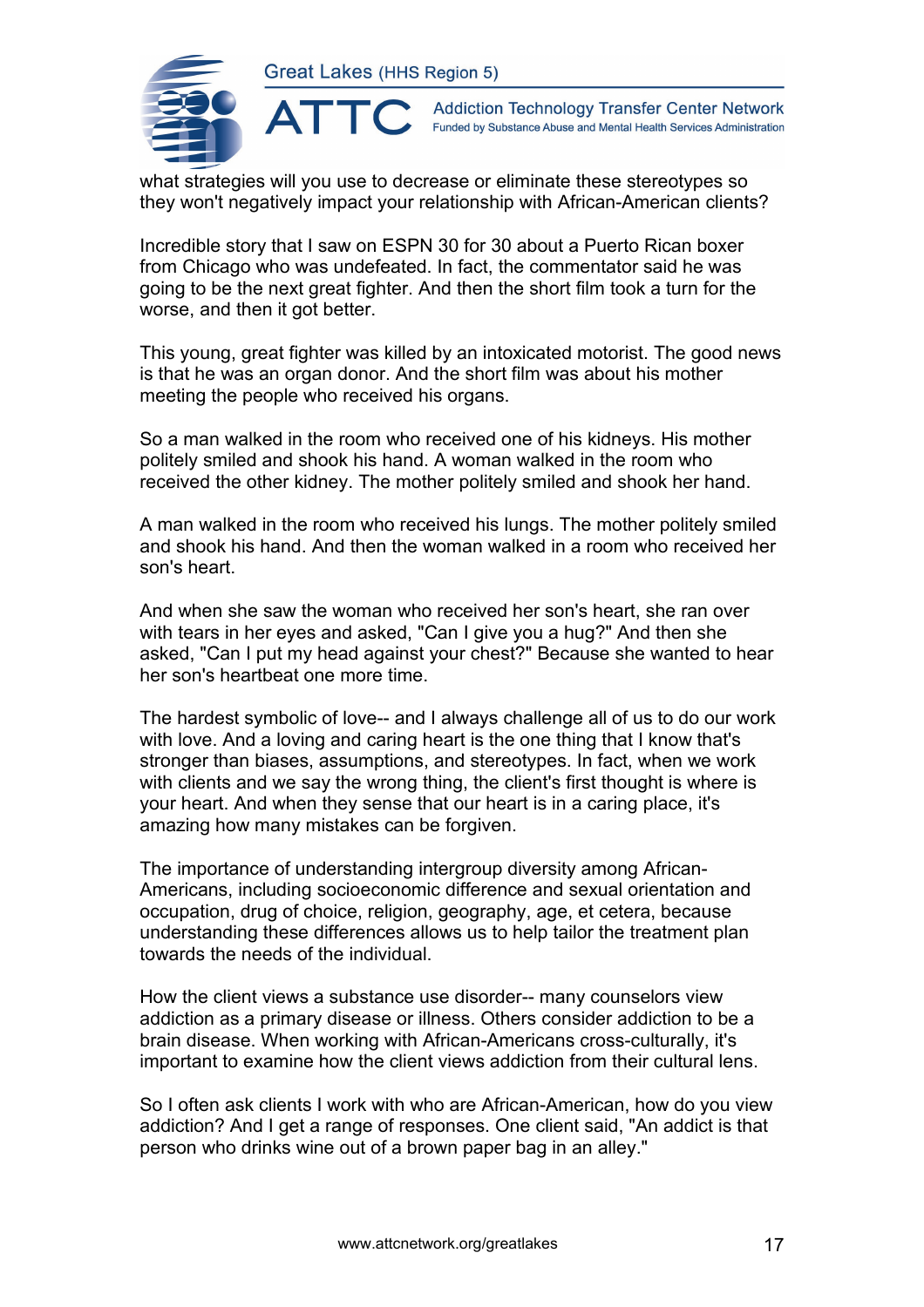what strategies will you use to decrease or eliminate these stereotypes so they won't negatively impact your relationship with African-American clients?

Incredible story that I saw on ESPN 30 for 30 about a Puerto Rican boxer from Chicago who was undefeated. In fact, the commentator said he was going to be the next great fighter. And then the short film took a turn for the worse, and then it got better.

This young, great fighter was killed by an intoxicated motorist. The good news is that he was an organ donor. And the short film was about his mother meeting the people who received his organs.

So a man walked in the room who received one of his kidneys. His mother politely smiled and shook his hand. A woman walked in the room who received the other kidney. The mother politely smiled and shook her hand.

A man walked in the room who received his lungs. The mother politely smiled and shook his hand. And then the woman walked in a room who received her son's heart.

And when she saw the woman who received her son's heart, she ran over with tears in her eyes and asked, "Can I give you a hug?" And then she asked, "Can I put my head against your chest?" Because she wanted to hear her son's heartbeat one more time.

The hardest symbolic of love-- and I always challenge all of us to do our work with love. And a loving and caring heart is the one thing that I know that's stronger than biases, assumptions, and stereotypes. In fact, when we work with clients and we say the wrong thing, the client's first thought is where is your heart. And when they sense that our heart is in a caring place, it's amazing how many mistakes can be forgiven.

The importance of understanding intergroup diversity among African-Americans, including socioeconomic difference and sexual orientation and occupation, drug of choice, religion, geography, age, et cetera, because understanding these differences allows us to help tailor the treatment plan towards the needs of the individual.

How the client views a substance use disorder-- many counselors view addiction as a primary disease or illness. Others consider addiction to be a brain disease. When working with African-Americans cross-culturally, it's important to examine how the client views addiction from their cultural lens.

So I often ask clients I work with who are African-American, how do you view addiction? And I get a range of responses. One client said, "An addict is that person who drinks wine out of a brown paper bag in an alley."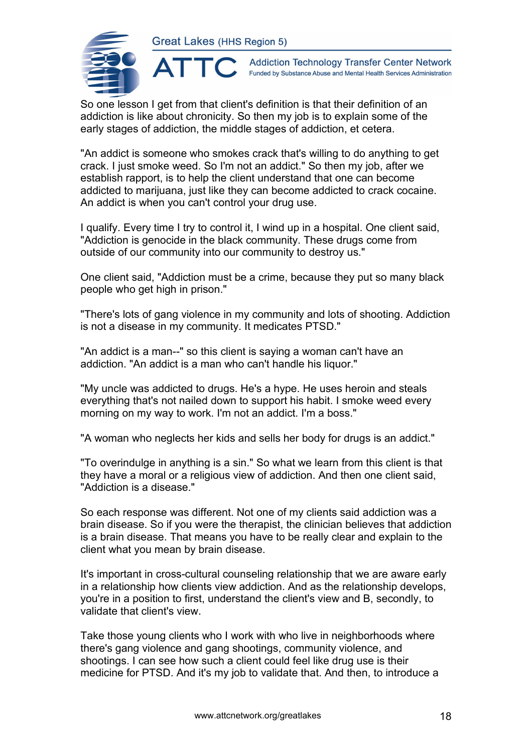So one lesson I get from that client's definition is that their definition of an addiction is like about chronicity. So then my job is to explain some of the early stages of addiction, the middle stages of addiction, et cetera.

"An addict is someone who smokes crack that's willing to do anything to get crack. I just smoke weed. So I'm not an addict." So then my job, after we establish rapport, is to help the client understand that one can become addicted to marijuana, just like they can become addicted to crack cocaine. An addict is when you can't control your drug use.

I qualify. Every time I try to control it, I wind up in a hospital. One client said, "Addiction is genocide in the black community. These drugs come from outside of our community into our community to destroy us."

One client said, "Addiction must be a crime, because they put so many black people who get high in prison."

"There's lots of gang violence in my community and lots of shooting. Addiction is not a disease in my community. It medicates PTSD."

"An addict is a man--" so this client is saying a woman can't have an addiction. "An addict is a man who can't handle his liquor."

"My uncle was addicted to drugs. He's a hype. He uses heroin and steals everything that's not nailed down to support his habit. I smoke weed every morning on my way to work. I'm not an addict. I'm a boss."

"A woman who neglects her kids and sells her body for drugs is an addict."

"To overindulge in anything is a sin." So what we learn from this client is that they have a moral or a religious view of addiction. And then one client said, "Addiction is a disease."

So each response was different. Not one of my clients said addiction was a brain disease. So if you were the therapist, the clinician believes that addiction is a brain disease. That means you have to be really clear and explain to the client what you mean by brain disease.

It's important in cross-cultural counseling relationship that we are aware early in a relationship how clients view addiction. And as the relationship develops, you're in a position to first, understand the client's view and B, secondly, to validate that client's view.

Take those young clients who I work with who live in neighborhoods where there's gang violence and gang shootings, community violence, and shootings. I can see how such a client could feel like drug use is their medicine for PTSD. And it's my job to validate that. And then, to introduce a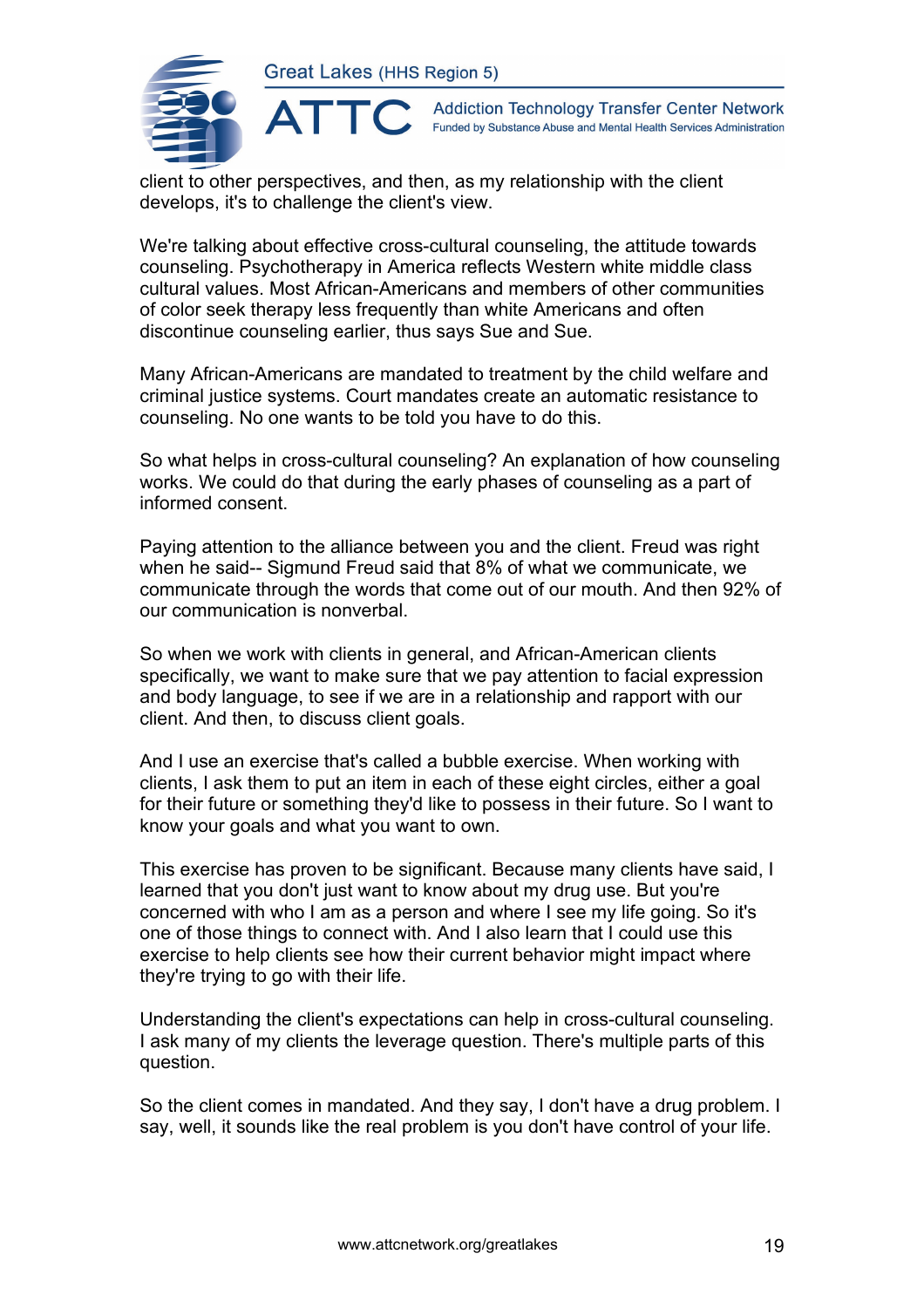client to other perspectives, and then, as my relationship with the client develops, it's to challenge the client's view.

We're talking about effective cross-cultural counseling, the attitude towards counseling. Psychotherapy in America reflects Western white middle class cultural values. Most African-Americans and members of other communities of color seek therapy less frequently than white Americans and often discontinue counseling earlier, thus says Sue and Sue.

Many African-Americans are mandated to treatment by the child welfare and criminal justice systems. Court mandates create an automatic resistance to counseling. No one wants to be told you have to do this.

So what helps in cross-cultural counseling? An explanation of how counseling works. We could do that during the early phases of counseling as a part of informed consent.

Paying attention to the alliance between you and the client. Freud was right when he said-- Sigmund Freud said that 8% of what we communicate, we communicate through the words that come out of our mouth. And then 92% of our communication is nonverbal.

So when we work with clients in general, and African-American clients specifically, we want to make sure that we pay attention to facial expression and body language, to see if we are in a relationship and rapport with our client. And then, to discuss client goals.

And I use an exercise that's called a bubble exercise. When working with clients, I ask them to put an item in each of these eight circles, either a goal for their future or something they'd like to possess in their future. So I want to know your goals and what you want to own.

This exercise has proven to be significant. Because many clients have said, I learned that you don't just want to know about my drug use. But you're concerned with who I am as a person and where I see my life going. So it's one of those things to connect with. And I also learn that I could use this exercise to help clients see how their current behavior might impact where they're trying to go with their life.

Understanding the client's expectations can help in cross-cultural counseling. I ask many of my clients the leverage question. There's multiple parts of this question.

So the client comes in mandated. And they say, I don't have a drug problem. I say, well, it sounds like the real problem is you don't have control of your life.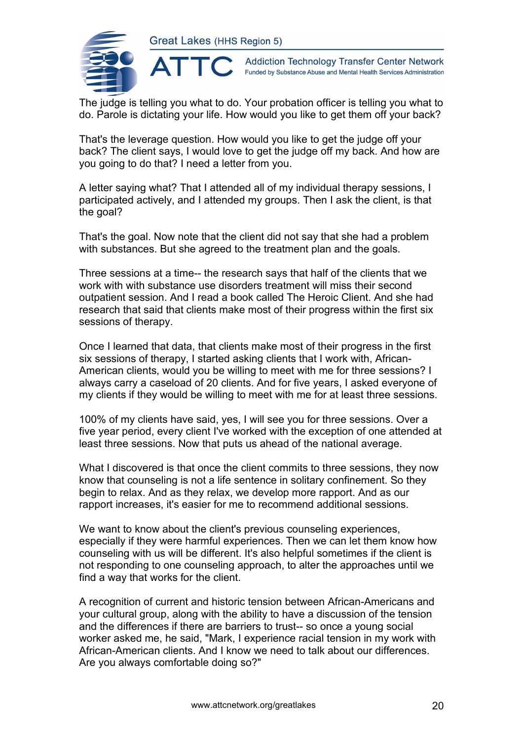The judge is telling you what to do. Your probation officer is telling you what to do. Parole is dictating your life. How would you like to get them off your back?

That's the leverage question. How would you like to get the judge off your back? The client says, I would love to get the judge off my back. And how are you going to do that? I need a letter from you.

A letter saying what? That I attended all of my individual therapy sessions, I participated actively, and I attended my groups. Then I ask the client, is that the goal?

That's the goal. Now note that the client did not say that she had a problem with substances. But she agreed to the treatment plan and the goals.

Three sessions at a time-- the research says that half of the clients that we work with with substance use disorders treatment will miss their second outpatient session. And I read a book called The Heroic Client. And she had research that said that clients make most of their progress within the first six sessions of therapy.

Once I learned that data, that clients make most of their progress in the first six sessions of therapy, I started asking clients that I work with, African-American clients, would you be willing to meet with me for three sessions? I always carry a caseload of 20 clients. And for five years, I asked everyone of my clients if they would be willing to meet with me for at least three sessions.

100% of my clients have said, yes, I will see you for three sessions. Over a five year period, every client I've worked with with the exception of one attended at least three sessions. Now that puts us ahead of the national average.

What I discovered is that once the client commits to three sessions, they now know that counseling is not a life sentence in solitary confinement. So they begin to relax. And as they relax, we develop more rapport. And as our rapport increases, it's easier for me to recommend additional sessions.

We want to know about the client's previous counseling experiences, especially if they were harmful experiences. Then we can let them know how counseling with us will be different. It's also helpful sometimes if the client is not responding to one counseling approach, to alter the approaches until we find a way that works for the client.

A recognition of current and historic tension between African-Americans and your cultural group, along with the ability to have a discussion of the tension and the differences if there are barriers to trust-- so once a young social worker asked me, he said, "Mark, I experience racial tension in my work with African-American clients. And I know we need to talk about our differences. Are you always comfortable doing so?"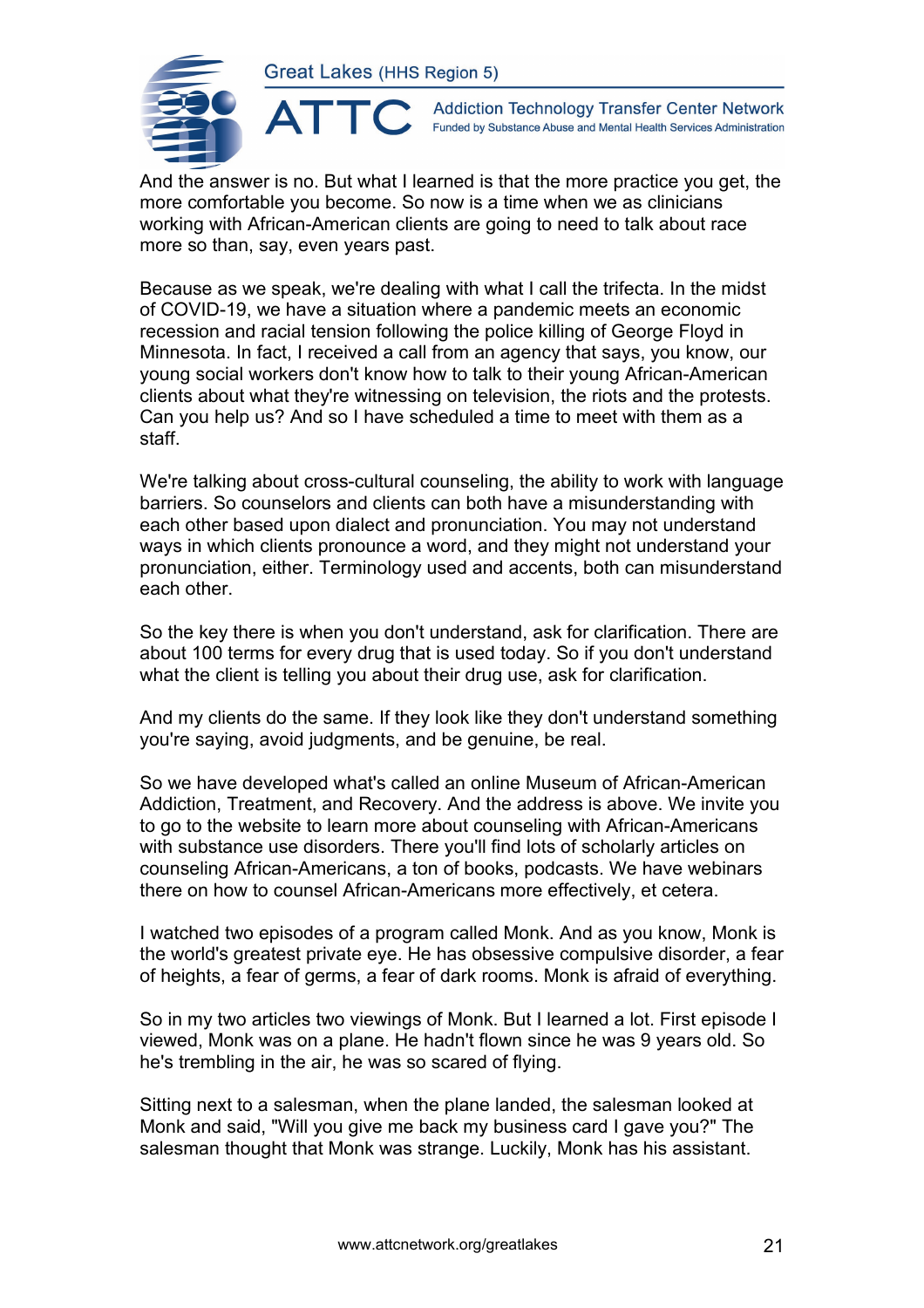And the answer is no. But what I learned is that the more practice you get, the more comfortable you become. So now is a time when we as clinicians working with African-American clients are going to need to talk about race more so than, say, even years past.

Because as we speak, we're dealing with what I call the trifecta. In the midst of COVID-19, we have a situation where a pandemic meets an economic recession and racial tension following the police killing of George Floyd in Minnesota. In fact, I received a call from an agency that says, you know, our young social workers don't know how to talk to their young African-American clients about what they're witnessing on television, the riots and the protests. Can you help us? And so I have scheduled a time to meet with them as a staff.

We're talking about cross-cultural counseling, the ability to work with language barriers. So counselors and clients can both have a misunderstanding with each other based upon dialect and pronunciation. You may not understand ways in which clients pronounce a word, and they might not understand your pronunciation, either. Terminology used and accents, both can misunderstand each other.

So the key there is when you don't understand, ask for clarification. There are about 100 terms for every drug that is used today. So if you don't understand what the client is telling you about their drug use, ask for clarification.

And my clients do the same. If they look like they don't understand something you're saying, avoid judgments, and be genuine, be real.

So we have developed what's called an online Museum of African-American Addiction, Treatment, and Recovery. And the address is above. We invite you to go to the website to learn more about counseling with African-Americans with substance use disorders. There you'll find lots of scholarly articles on counseling African-Americans, a ton of books, podcasts. We have webinars there on how to counsel African-Americans more effectively, et cetera.

I watched two episodes of a program called Monk. And as you know, Monk is the world's greatest private eye. He has obsessive compulsive disorder, a fear of heights, a fear of germs, a fear of dark rooms. Monk is afraid of everything.

So in my two articles two viewings of Monk. But I learned a lot. First episode I viewed, Monk was on a plane. He hadn't flown since he was 9 years old. So he's trembling in the air, he was so scared of flying.

Sitting next to a salesman, when the plane landed, the salesman looked at Monk and said, "Will you give me back my business card I gave you?" The salesman thought that Monk was strange. Luckily, Monk has his assistant.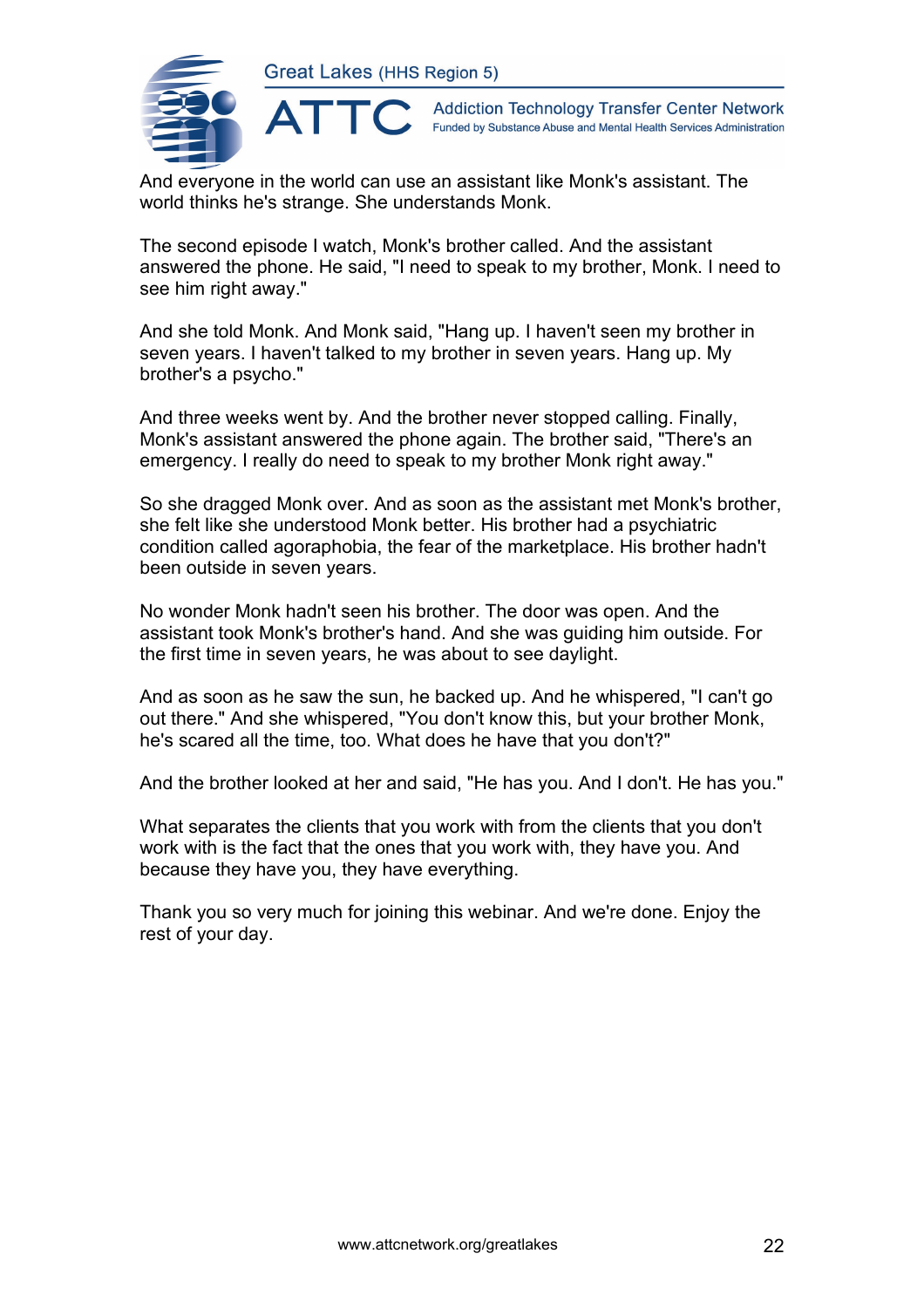And everyone in the world can use an assistant like Monk's assistant. The world thinks he's strange. She understands Monk.

The second episode I watch, Monk's brother called. And the assistant answered the phone. He said, "I need to speak to my brother, Monk. I need to see him right away."

And she told Monk. And Monk said, "Hang up. I haven't seen my brother in seven years. I haven't talked to my brother in seven years. Hang up. My brother's a psycho."

And three weeks went by. And the brother never stopped calling. Finally, Monk's assistant answered the phone again. The brother said, "There's an emergency. I really do need to speak to my brother Monk right away."

So she dragged Monk over. And as soon as the assistant met Monk's brother, she felt like she understood Monk better. His brother had a psychiatric condition called agoraphobia, the fear of the marketplace. His brother hadn't been outside in seven years.

No wonder Monk hadn't seen his brother. The door was open. And the assistant took Monk's brother's hand. And she was guiding him outside. For the first time in seven years, he was about to see daylight.

And as soon as he saw the sun, he backed up. And he whispered, "I can't go out there." And she whispered, "You don't know this, but your brother Monk, he's scared all the time, too. What does he have that you don't?"

And the brother looked at her and said, "He has you. And I don't. He has you."

What separates the clients that you work with from the clients that you don't work with is the fact that the ones that you work with, they have you. And because they have you, they have everything.

Thank you so very much for joining this webinar. And we're done. Enjoy the rest of your day.